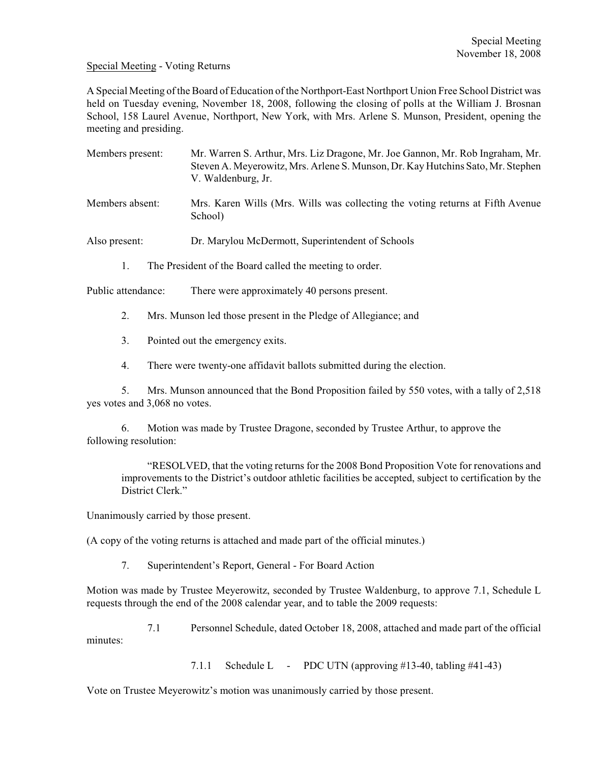Special Meeting
November 18, 2008

Special Meeting - Voting Returns

A Special Meeting of the Board of Education of the Northport-East Northport Union Free School District was held on Tuesday evening, November 18, 2008, following the closing of polls at the William J. Brosnan School, 158 Laurel Avenue, Northport, New York, with Mrs. Arlene S. Munson, President, opening the meeting and presiding.

Members present: Mr. Warren S. Arthur, Mrs. Liz Dragone, Mr. Joe Gannon, Mr. Rob Ingraham, Mr. Steven A. Meyerowitz, Mrs. Arlene S. Munson, Dr. Kay Hutchins Sato, Mr. Stephen V. Waldenburg, Jr.

Members absent: Mrs. Karen Wills (Mrs. Wills was collecting the voting returns at Fifth Avenue School)

Also present: Dr. Marylou McDermott, Superintendent of Schools

1. The President of the Board called the meeting to order.

Public attendance: There were approximately 40 persons present.

2. Mrs. Munson led those present in the Pledge of Allegiance; and

3. Pointed out the emergency exits.

4. There were twenty-one affidavit ballots submitted during the election.

5. Mrs. Munson announced that the Bond Proposition failed by 550 votes, with a tally of 2,518 yes votes and 3,068 no votes.

6. Motion was made by Trustee Dragone, seconded by Trustee Arthur, to approve the following resolution:

> "RESOLVED, that the voting returns for the 2008 Bond Proposition Vote for renovations and improvements to the District's outdoor athletic facilities be accepted, subject to certification by the District Clerk."

Unanimously carried by those present.

(A copy of the voting returns is attached and made part of the official minutes.)

7. Superintendent's Report, General - For Board Action

Motion was made by Trustee Meyerowitz, seconded by Trustee Waldenburg, to approve 7.1, Schedule L requests through the end of the 2008 calendar year, and to table the 2009 requests:

7.1 Personnel Schedule, dated October 18, 2008, attached and made part of the official minutes:

7.1.1 Schedule L - PDC UTN (approving #13-40, tabling #41-43)

Vote on Trustee Meyerowitz's motion was unanimously carried by those present.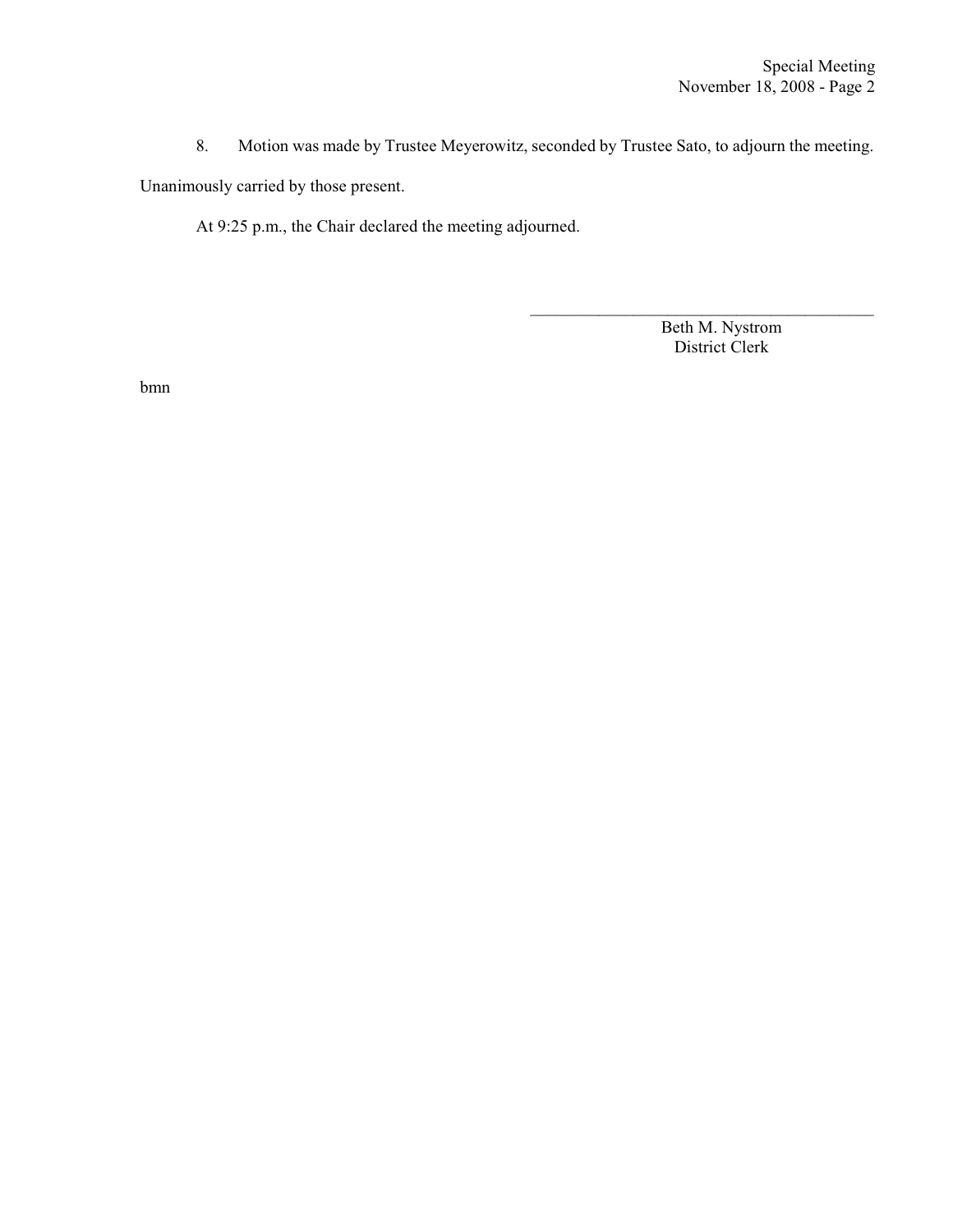8. Motion was made by Trustee Meyerowitz, seconded by Trustee Sato, to adjourn the meeting. Unanimously carried by those present.

At 9:25 p.m., the Chair declared the meeting adjourned.

\_\_\_\_\_\_\_\_\_\_\_\_\_\_\_\_\_\_\_\_\_\_\_\_\_\_\_\_\_\_\_\_\_\_\_\_\_\_\_\_

Beth M. Nystrom
District Clerk

bmn